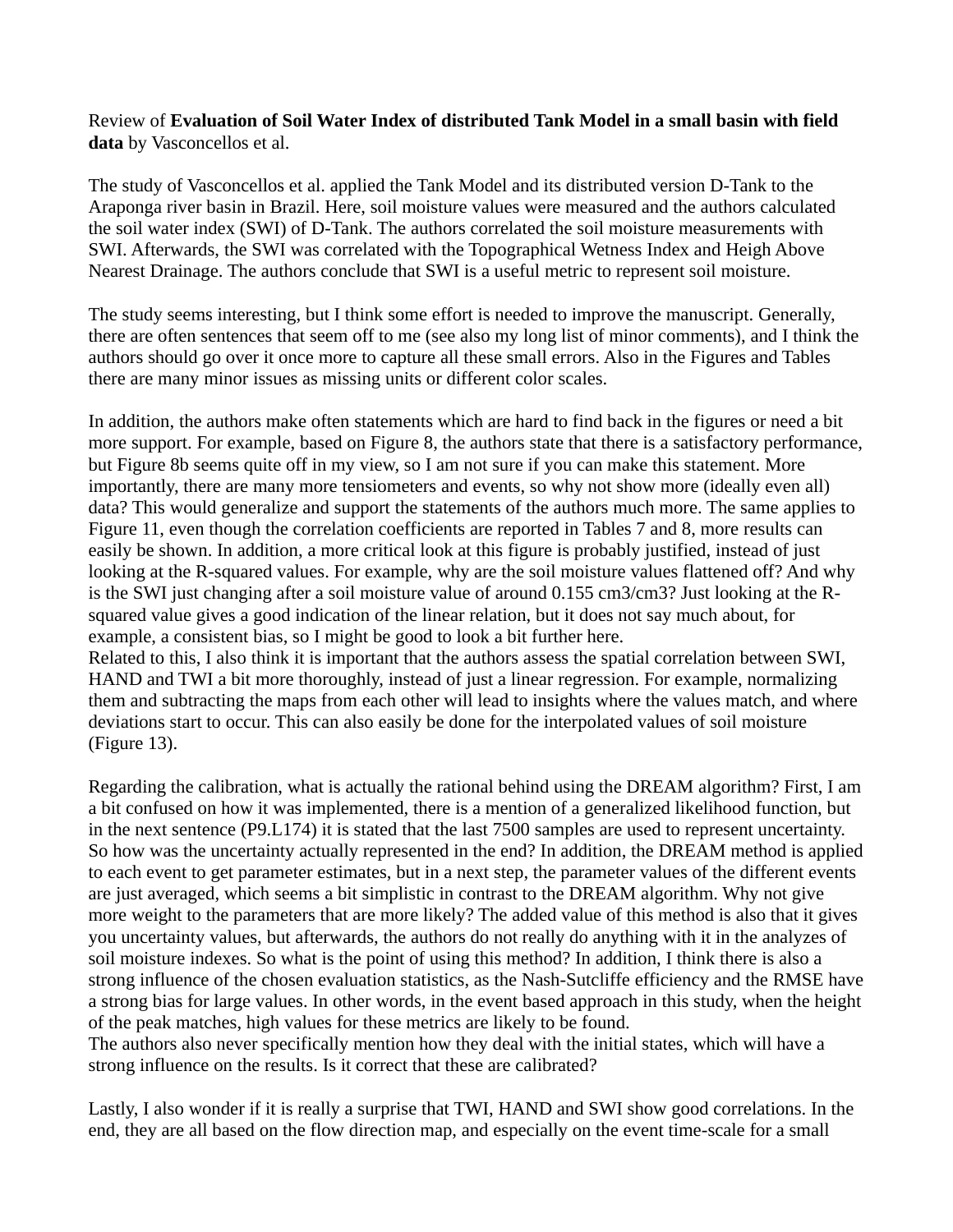Review of **Evaluation of Soil Water Index of distributed Tank Model in a small basin with field data** by Vasconcellos et al.

The study of Vasconcellos et al. applied the Tank Model and its distributed version D-Tank to the Araponga river basin in Brazil. Here, soil moisture values were measured and the authors calculated the soil water index (SWI) of D-Tank. The authors correlated the soil moisture measurements with SWI. Afterwards, the SWI was correlated with the Topographical Wetness Index and Heigh Above Nearest Drainage. The authors conclude that SWI is a useful metric to represent soil moisture.

The study seems interesting, but I think some effort is needed to improve the manuscript. Generally, there are often sentences that seem off to me (see also my long list of minor comments), and I think the authors should go over it once more to capture all these small errors. Also in the Figures and Tables there are many minor issues as missing units or different color scales.

In addition, the authors make often statements which are hard to find back in the figures or need a bit more support. For example, based on Figure 8, the authors state that there is a satisfactory performance, but Figure 8b seems quite off in my view, so I am not sure if you can make this statement. More importantly, there are many more tensiometers and events, so why not show more (ideally even all) data? This would generalize and support the statements of the authors much more. The same applies to Figure 11, even though the correlation coefficients are reported in Tables 7 and 8, more results can easily be shown. In addition, a more critical look at this figure is probably justified, instead of just looking at the R-squared values. For example, why are the soil moisture values flattened off? And why is the SWI just changing after a soil moisture value of around 0.155 cm3/cm3? Just looking at the R-squared value gives a good indication of the linear relation, but it does not say much about, for example, a consistent bias, so I might be good to look a bit further here.
Related to this, I also think it is important that the authors assess the spatial correlation between SWI, HAND and TWI a bit more thoroughly, instead of just a linear regression. For example, normalizing them and subtracting the maps from each other will lead to insights where the values match, and where deviations start to occur. This can also easily be done for the interpolated values of soil moisture (Figure 13).

Regarding the calibration, what is actually the rational behind using the DREAM algorithm? First, I am a bit confused on how it was implemented, there is a mention of a generalized likelihood function, but in the next sentence (P9.L174) it is stated that the last 7500 samples are used to represent uncertainty. So how was the uncertainty actually represented in the end? In addition, the DREAM method is applied to each event to get parameter estimates, but in a next step, the parameter values of the different events are just averaged, which seems a bit simplistic in contrast to the DREAM algorithm. Why not give more weight to the parameters that are more likely? The added value of this method is also that it gives you uncertainty values, but afterwards, the authors do not really do anything with it in the analyzes of soil moisture indexes. So what is the point of using this method? In addition, I think there is also a strong influence of the chosen evaluation statistics, as the Nash-Sutcliffe efficiency and the RMSE have a strong bias for large values. In other words, in the event based approach in this study, when the height of the peak matches, high values for these metrics are likely to be found.
The authors also never specifically mention how they deal with the initial states, which will have a strong influence on the results. Is it correct that these are calibrated?

Lastly, I also wonder if it is really a surprise that TWI, HAND and SWI show good correlations. In the end, they are all based on the flow direction map, and especially on the event time-scale for a small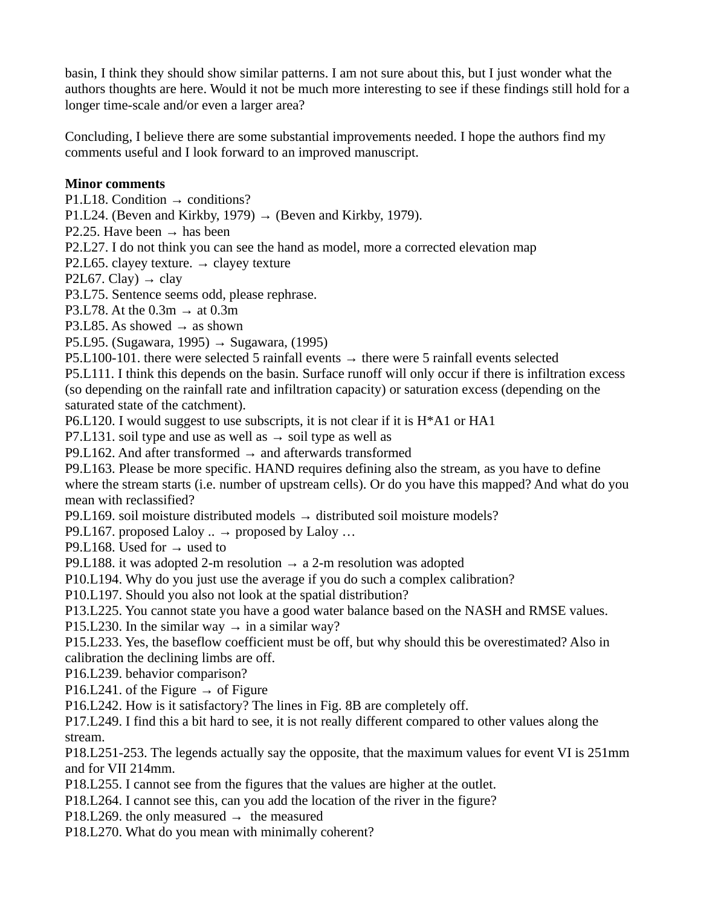basin, I think they should show similar patterns. I am not sure about this, but I just wonder what the authors thoughts are here. Would it not be much more interesting to see if these findings still hold for a longer time-scale and/or even a larger area?

Concluding, I believe there are some substantial improvements needed. I hope the authors find my comments useful and I look forward to an improved manuscript.

**Minor comments**

P1.L18. Condition → conditions?
P1.L24. (Beven and Kirkby, 1979) → (Beven and Kirkby, 1979).
P2.25. Have been → has been
P2.L27. I do not think you can see the hand as model, more a corrected elevation map
P2.L65. clayey texture. → clayey texture
P2L67. Clay) → clay
P3.L75. Sentence seems odd, please rephrase.
P3.L78. At the 0.3m → at 0.3m
P3.L85. As showed → as shown
P5.L95. (Sugawara, 1995) → Sugawara, (1995)
P5.L100-101. there were selected 5 rainfall events → there were 5 rainfall events selected
P5.L111. I think this depends on the basin. Surface runoff will only occur if there is infiltration excess (so depending on the rainfall rate and infiltration capacity) or saturation excess (depending on the saturated state of the catchment).
P6.L120. I would suggest to use subscripts, it is not clear if it is H*A1 or HA1
P7.L131. soil type and use as well as → soil type as well as
P9.L162. And after transformed → and afterwards transformed
P9.L163. Please be more specific. HAND requires defining also the stream, as you have to define where the stream starts (i.e. number of upstream cells). Or do you have this mapped? And what do you mean with reclassified?
P9.L169. soil moisture distributed models → distributed soil moisture models?
P9.L167. proposed Laloy .. → proposed by Laloy …
P9.L168. Used for → used to
P9.L188. it was adopted 2-m resolution → a 2-m resolution was adopted
P10.L194. Why do you just use the average if you do such a complex calibration?
P10.L197. Should you also not look at the spatial distribution?
P13.L225. You cannot state you have a good water balance based on the NASH and RMSE values.
P15.L230. In the similar way → in a similar way?
P15.L233. Yes, the baseflow coefficient must be off, but why should this be overestimated? Also in calibration the declining limbs are off.
P16.L239. behavior comparison?
P16.L241. of the Figure → of Figure
P16.L242. How is it satisfactory? The lines in Fig. 8B are completely off.
P17.L249. I find this a bit hard to see, it is not really different compared to other values along the stream.
P18.L251-253. The legends actually say the opposite, that the maximum values for event VI is 251mm and for VII 214mm.
P18.L255. I cannot see from the figures that the values are higher at the outlet.
P18.L264. I cannot see this, can you add the location of the river in the figure?
P18.L269. the only measured → the measured
P18.L270. What do you mean with minimally coherent?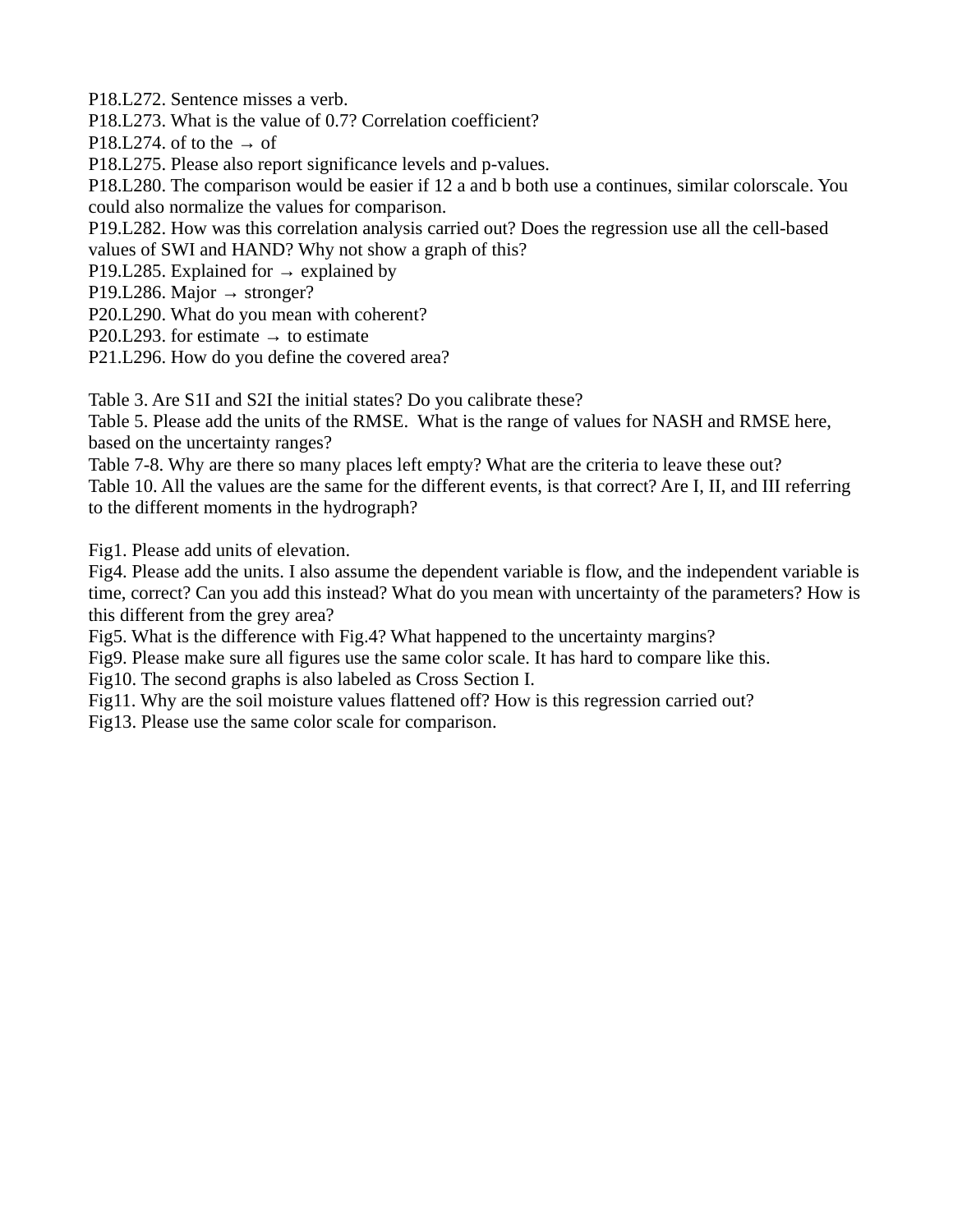P18.L272. Sentence misses a verb.
P18.L273. What is the value of 0.7? Correlation coefficient?
P18.L274. of to the → of
P18.L275. Please also report significance levels and p-values.
P18.L280. The comparison would be easier if 12 a and b both use a continues, similar colorscale. You could also normalize the values for comparison.
P19.L282. How was this correlation analysis carried out? Does the regression use all the cell-based values of SWI and HAND? Why not show a graph of this?
P19.L285. Explained for → explained by
P19.L286. Major → stronger?
P20.L290. What do you mean with coherent?
P20.L293. for estimate → to estimate
P21.L296. How do you define the covered area?

Table 3. Are S1I and S2I the initial states? Do you calibrate these?
Table 5. Please add the units of the RMSE. What is the range of values for NASH and RMSE here, based on the uncertainty ranges?
Table 7-8. Why are there so many places left empty? What are the criteria to leave these out?
Table 10. All the values are the same for the different events, is that correct? Are I, II, and III referring to the different moments in the hydrograph?

Fig1. Please add units of elevation.
Fig4. Please add the units. I also assume the dependent variable is flow, and the independent variable is time, correct? Can you add this instead? What do you mean with uncertainty of the parameters? How is this different from the grey area?
Fig5. What is the difference with Fig.4? What happened to the uncertainty margins?
Fig9. Please make sure all figures use the same color scale. It has hard to compare like this.
Fig10. The second graphs is also labeled as Cross Section I.
Fig11. Why are the soil moisture values flattened off? How is this regression carried out?
Fig13. Please use the same color scale for comparison.